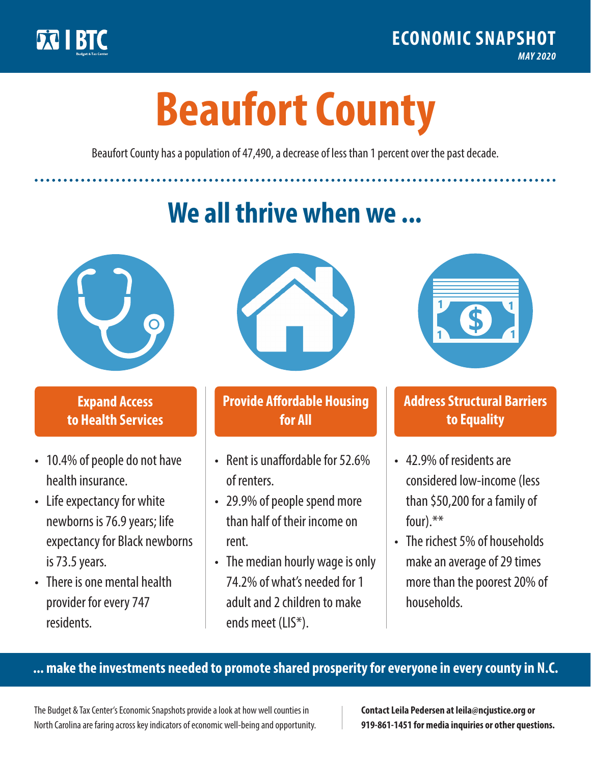BTC Budget & Tax Center

ECONOMIC SNAPSHOT
*MAY 2020*

# Beaufort County

Beaufort County has a population of 47,490, a decrease of less than 1 percent over the past decade.

## We all thrive when we ...

### Expand Access to Health Services

- 10.4% of people do not have health insurance.
- Life expectancy for white newborns is 76.9 years; life expectancy for Black newborns is 73.5 years.
- There is one mental health provider for every 747 residents.

### Provide Affordable Housing for All

- Rent is unaffordable for 52.6% of renters.
- 29.9% of people spend more than half of their income on rent.
- The median hourly wage is only 74.2% of what's needed for 1 adult and 2 children to make ends meet (LIS*).

### Address Structural Barriers to Equality

- 42.9% of residents are considered low-income (less than $50,200 for a family of four).**
- The richest 5% of households make an average of 29 times more than the poorest 20% of households.

**... make the investments needed to promote shared prosperity for everyone in every county in N.C.**

The Budget & Tax Center's Economic Snapshots provide a look at how well counties in North Carolina are faring across key indicators of economic well-being and opportunity.

**Contact Leila Pedersen at leila@ncjustice.org or 919-861-1451 for media inquiries or other questions.**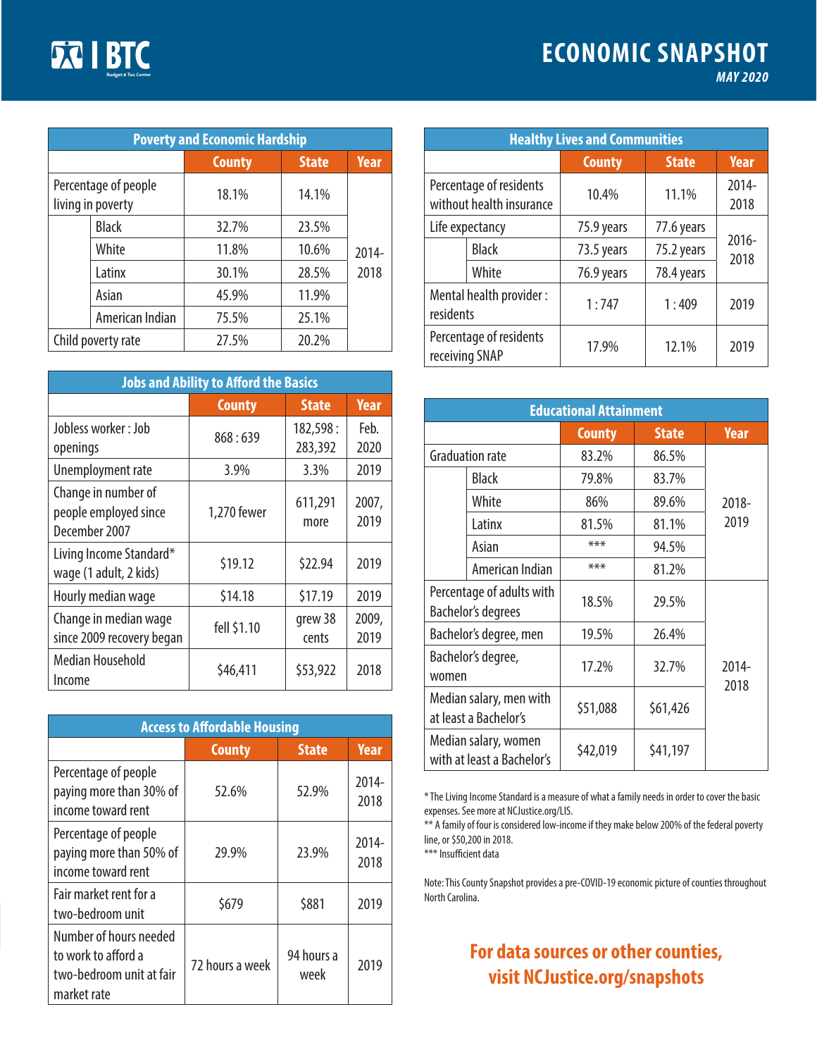# ECONOMIC SNAPSHOT

*MAY 2020*

## Poverty and Economic Hardship

| | | County | State | Year |
|---|---|---|---|---|
| Percentage of people living in poverty | | 18.1% | 14.1% | 2014-2018 |
| | Black | 32.7% | 23.5% | |
| | White | 11.8% | 10.6% | |
| | Latinx | 30.1% | 28.5% | |
| | Asian | 45.9% | 11.9% | |
| | American Indian | 75.5% | 25.1% | |
| Child poverty rate | | 27.5% | 20.2% | |

## Jobs and Ability to Afford the Basics

| | County | State | Year |
|---|---|---|---|
| Jobless worker : Job openings | 868 : 639 | 182,598 : 283,392 | Feb. 2020 |
| Unemployment rate | 3.9% | 3.3% | 2019 |
| Change in number of people employed since December 2007 | 1,270 fewer | 611,291 more | 2007, 2019 |
| Living Income Standard* wage (1 adult, 2 kids) | $19.12 | $22.94 | 2019 |
| Hourly median wage | $14.18 | $17.19 | 2019 |
| Change in median wage since 2009 recovery began | fell $1.10 | grew 38 cents | 2009, 2019 |
| Median Household Income | $46,411 | $53,922 | 2018 |

## Access to Affordable Housing

| | County | State | Year |
|---|---|---|---|
| Percentage of people paying more than 30% of income toward rent | 52.6% | 52.9% | 2014-2018 |
| Percentage of people paying more than 50% of income toward rent | 29.9% | 23.9% | 2014-2018 |
| Fair market rent for a two-bedroom unit | $679 | $881 | 2019 |
| Number of hours needed to work to afford a two-bedroom unit at fair market rate | 72 hours a week | 94 hours a week | 2019 |

## Healthy Lives and Communities

| | | County | State | Year |
|---|---|---|---|---|
| Percentage of residents without health insurance | | 10.4% | 11.1% | 2014-2018 |
| Life expectancy | | 75.9 years | 77.6 years | 2016-2018 |
| | Black | 73.5 years | 75.2 years | |
| | White | 76.9 years | 78.4 years | |
| Mental health provider : residents | | 1 : 747 | 1 : 409 | 2019 |
| Percentage of residents receiving SNAP | | 17.9% | 12.1% | 2019 |

## Educational Attainment

| | | County | State | Year |
|---|---|---|---|---|
| Graduation rate | | 83.2% | 86.5% | 2018-2019 |
| | Black | 79.8% | 83.7% | |
| | White | 86% | 89.6% | |
| | Latinx | 81.5% | 81.1% | |
| | Asian | *** | 94.5% | |
| | American Indian | *** | 81.2% | |
| Percentage of adults with Bachelor's degrees | | 18.5% | 29.5% | 2014-2018 |
| Bachelor's degree, men | | 19.5% | 26.4% | |
| Bachelor's degree, women | | 17.2% | 32.7% | |
| Median salary, men with at least a Bachelor's | | $51,088 | $61,426 | |
| Median salary, women with at least a Bachelor's | | $42,019 | $41,197 | |

* The Living Income Standard is a measure of what a family needs in order to cover the basic expenses. See more at NCJustice.org/LIS.

** A family of four is considered low-income if they make below 200% of the federal poverty line, or $50,200 in 2018.

*** Insufficient data

Note: This County Snapshot provides a pre-COVID-19 economic picture of counties throughout North Carolina.

**For data sources or other counties, visit NCJustice.org/snapshots**